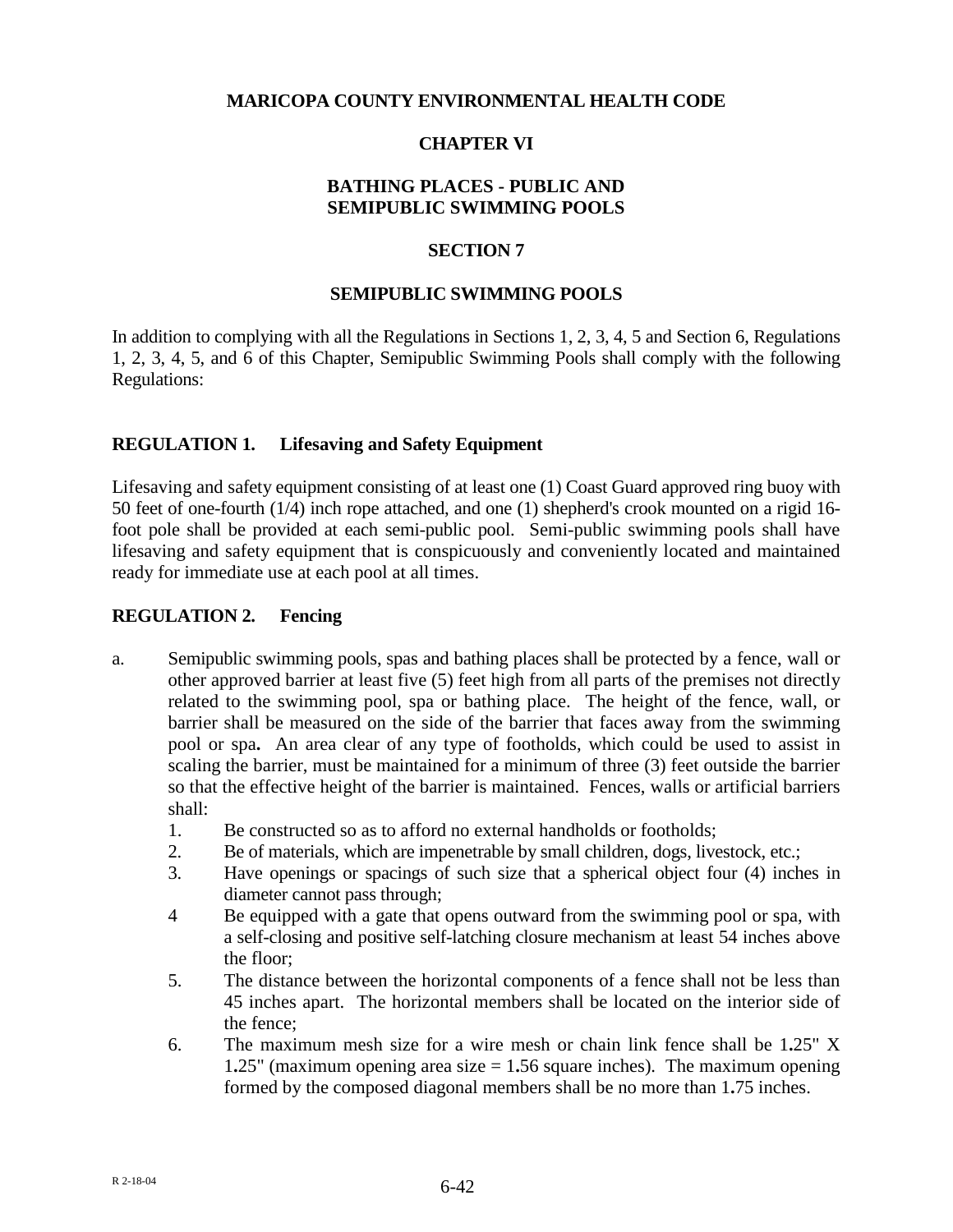# MARICOPA COUNTY ENVIRONMENTAL HEALTH CODE

## CHAPTER VI

## BATHING PLACES - PUBLIC AND SEMIPUBLIC SWIMMING POOLS

## SECTION 7

## SEMIPUBLIC SWIMMING POOLS

In addition to complying with all the Regulations in Sections 1, 2, 3, 4, 5 and Section 6, Regulations 1, 2, 3, 4, 5, and 6 of this Chapter, Semipublic Swimming Pools shall comply with the following Regulations:

### REGULATION 1. Lifesaving and Safety Equipment

Lifesaving and safety equipment consisting of at least one (1) Coast Guard approved ring buoy with 50 feet of one-fourth (1/4) inch rope attached, and one (1) shepherd's crook mounted on a rigid 16-foot pole shall be provided at each semi-public pool. Semi-public swimming pools shall have lifesaving and safety equipment that is conspicuously and conveniently located and maintained ready for immediate use at each pool at all times.

### REGULATION 2. Fencing

a. Semipublic swimming pools, spas and bathing places shall be protected by a fence, wall or other approved barrier at least five (5) feet high from all parts of the premises not directly related to the swimming pool, spa or bathing place. The height of the fence, wall, or barrier shall be measured on the side of the barrier that faces away from the swimming pool or spa**.** An area clear of any type of footholds, which could be used to assist in scaling the barrier, must be maintained for a minimum of three (3) feet outside the barrier so that the effective height of the barrier is maintained. Fences, walls or artificial barriers shall:
   1. Be constructed so as to afford no external handholds or footholds;
   2. Be of materials, which are impenetrable by small children, dogs, livestock, etc.;
   3. Have openings or spacings of such size that a spherical object four (4) inches in diameter cannot pass through;
   4. Be equipped with a gate that opens outward from the swimming pool or spa, with a self-closing and positive self-latching closure mechanism at least 54 inches above the floor;
   5. The distance between the horizontal components of a fence shall not be less than 45 inches apart. The horizontal members shall be located on the interior side of the fence;
   6. The maximum mesh size for a wire mesh or chain link fence shall be 1**.**25" X 1**.**25" (maximum opening area size = 1**.**56 square inches). The maximum opening formed by the composed diagonal members shall be no more than 1**.**75 inches.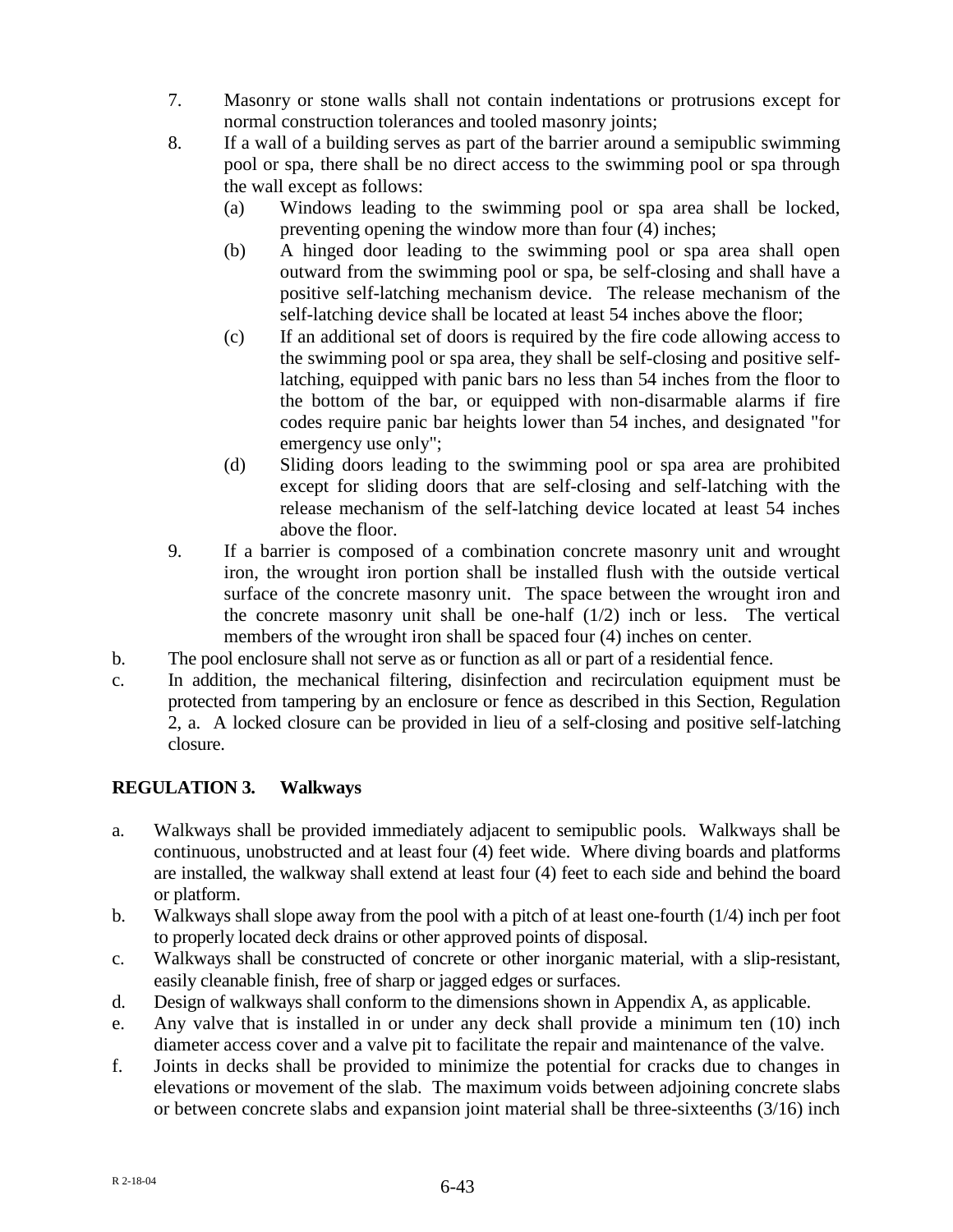7. Masonry or stone walls shall not contain indentations or protrusions except for normal construction tolerances and tooled masonry joints;
8. If a wall of a building serves as part of the barrier around a semipublic swimming pool or spa, there shall be no direct access to the swimming pool or spa through the wall except as follows:
   (a) Windows leading to the swimming pool or spa area shall be locked, preventing opening the window more than four (4) inches;
   (b) A hinged door leading to the swimming pool or spa area shall open outward from the swimming pool or spa, be self-closing and shall have a positive self-latching mechanism device. The release mechanism of the self-latching device shall be located at least 54 inches above the floor;
   (c) If an additional set of doors is required by the fire code allowing access to the swimming pool or spa area, they shall be self-closing and positive self-latching, equipped with panic bars no less than 54 inches from the floor to the bottom of the bar, or equipped with non-disarmable alarms if fire codes require panic bar heights lower than 54 inches, and designated "for emergency use only";
   (d) Sliding doors leading to the swimming pool or spa area are prohibited except for sliding doors that are self-closing and self-latching with the release mechanism of the self-latching device located at least 54 inches above the floor.
9. If a barrier is composed of a combination concrete masonry unit and wrought iron, the wrought iron portion shall be installed flush with the outside vertical surface of the concrete masonry unit. The space between the wrought iron and the concrete masonry unit shall be one-half (1/2) inch or less. The vertical members of the wrought iron shall be spaced four (4) inches on center.

b. The pool enclosure shall not serve as or function as all or part of a residential fence.

c. In addition, the mechanical filtering, disinfection and recirculation equipment must be protected from tampering by an enclosure or fence as described in this Section, Regulation 2, a. A locked closure can be provided in lieu of a self-closing and positive self-latching closure.

## REGULATION 3. Walkways

a. Walkways shall be provided immediately adjacent to semipublic pools. Walkways shall be continuous, unobstructed and at least four (4) feet wide. Where diving boards and platforms are installed, the walkway shall extend at least four (4) feet to each side and behind the board or platform.

b. Walkways shall slope away from the pool with a pitch of at least one-fourth (1/4) inch per foot to properly located deck drains or other approved points of disposal.

c. Walkways shall be constructed of concrete or other inorganic material, with a slip-resistant, easily cleanable finish, free of sharp or jagged edges or surfaces.

d. Design of walkways shall conform to the dimensions shown in Appendix A, as applicable.

e. Any valve that is installed in or under any deck shall provide a minimum ten (10) inch diameter access cover and a valve pit to facilitate the repair and maintenance of the valve.

f. Joints in decks shall be provided to minimize the potential for cracks due to changes in elevations or movement of the slab. The maximum voids between adjoining concrete slabs or between concrete slabs and expansion joint material shall be three-sixteenths (3/16) inch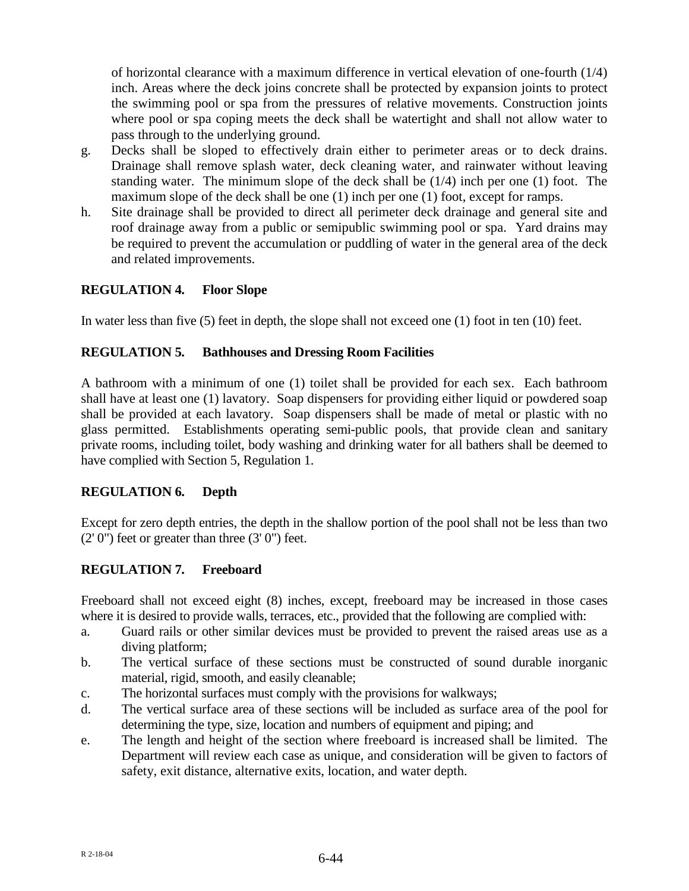of horizontal clearance with a maximum difference in vertical elevation of one-fourth (1/4) inch. Areas where the deck joins concrete shall be protected by expansion joints to protect the swimming pool or spa from the pressures of relative movements. Construction joints where pool or spa coping meets the deck shall be watertight and shall not allow water to pass through to the underlying ground.

g. Decks shall be sloped to effectively drain either to perimeter areas or to deck drains. Drainage shall remove splash water, deck cleaning water, and rainwater without leaving standing water. The minimum slope of the deck shall be (1/4) inch per one (1) foot. The maximum slope of the deck shall be one (1) inch per one (1) foot, except for ramps.
h. Site drainage shall be provided to direct all perimeter deck drainage and general site and roof drainage away from a public or semipublic swimming pool or spa. Yard drains may be required to prevent the accumulation or puddling of water in the general area of the deck and related improvements.

**REGULATION 4. Floor Slope**

In water less than five (5) feet in depth, the slope shall not exceed one (1) foot in ten (10) feet.

**REGULATION 5. Bathhouses and Dressing Room Facilities**

A bathroom with a minimum of one (1) toilet shall be provided for each sex. Each bathroom shall have at least one (1) lavatory. Soap dispensers for providing either liquid or powdered soap shall be provided at each lavatory. Soap dispensers shall be made of metal or plastic with no glass permitted. Establishments operating semi-public pools, that provide clean and sanitary private rooms, including toilet, body washing and drinking water for all bathers shall be deemed to have complied with Section 5, Regulation 1.

**REGULATION 6. Depth**

Except for zero depth entries, the depth in the shallow portion of the pool shall not be less than two (2' 0") feet or greater than three (3' 0") feet.

**REGULATION 7. Freeboard**

Freeboard shall not exceed eight (8) inches, except, freeboard may be increased in those cases where it is desired to provide walls, terraces, etc., provided that the following are complied with:

a. Guard rails or other similar devices must be provided to prevent the raised areas use as a diving platform;
b. The vertical surface of these sections must be constructed of sound durable inorganic material, rigid, smooth, and easily cleanable;
c. The horizontal surfaces must comply with the provisions for walkways;
d. The vertical surface area of these sections will be included as surface area of the pool for determining the type, size, location and numbers of equipment and piping; and
e. The length and height of the section where freeboard is increased shall be limited. The Department will review each case as unique, and consideration will be given to factors of safety, exit distance, alternative exits, location, and water depth.